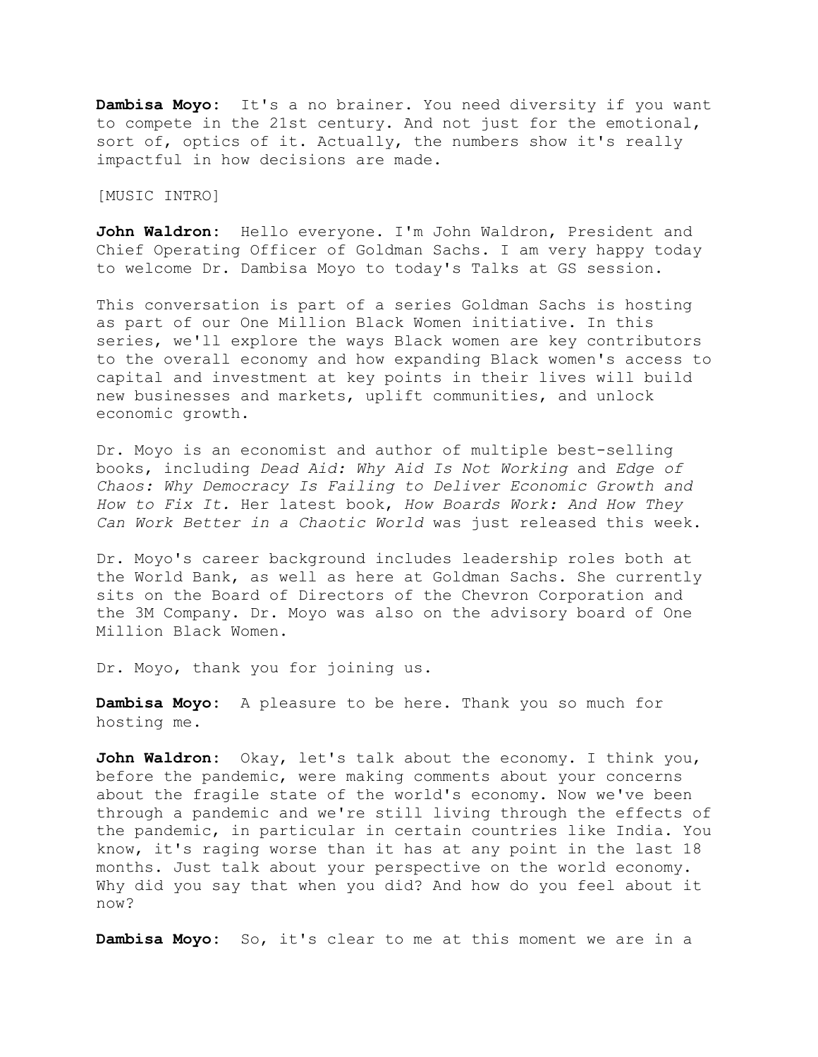**Dambisa Moyo:** It's a no brainer. You need diversity if you want to compete in the 21st century. And not just for the emotional, sort of, optics of it. Actually, the numbers show it's really impactful in how decisions are made.

[MUSIC INTRO]

**John Waldron:** Hello everyone. I'm John Waldron, President and Chief Operating Officer of Goldman Sachs. I am very happy today to welcome Dr. Dambisa Moyo to today's Talks at GS session.

This conversation is part of a series Goldman Sachs is hosting as part of our One Million Black Women initiative. In this series, we'll explore the ways Black women are key contributors to the overall economy and how expanding Black women's access to capital and investment at key points in their lives will build new businesses and markets, uplift communities, and unlock economic growth.

Dr. Moyo is an economist and author of multiple best-selling books, including *Dead Aid: Why Aid Is Not Working* and *Edge of Chaos: Why Democracy Is Failing to Deliver Economic Growth and How to Fix It.* Her latest book, *How Boards Work: And How They Can Work Better in a Chaotic World* was just released this week.

Dr. Moyo's career background includes leadership roles both at the World Bank, as well as here at Goldman Sachs. She currently sits on the Board of Directors of the Chevron Corporation and the 3M Company. Dr. Moyo was also on the advisory board of One Million Black Women.

Dr. Moyo, thank you for joining us.

**Dambisa Moyo:** A pleasure to be here. Thank you so much for hosting me.

**John Waldron:** Okay, let's talk about the economy. I think you, before the pandemic, were making comments about your concerns about the fragile state of the world's economy. Now we've been through a pandemic and we're still living through the effects of the pandemic, in particular in certain countries like India. You know, it's raging worse than it has at any point in the last 18 months. Just talk about your perspective on the world economy. Why did you say that when you did? And how do you feel about it now?

**Dambisa Moyo:** So, it's clear to me at this moment we are in a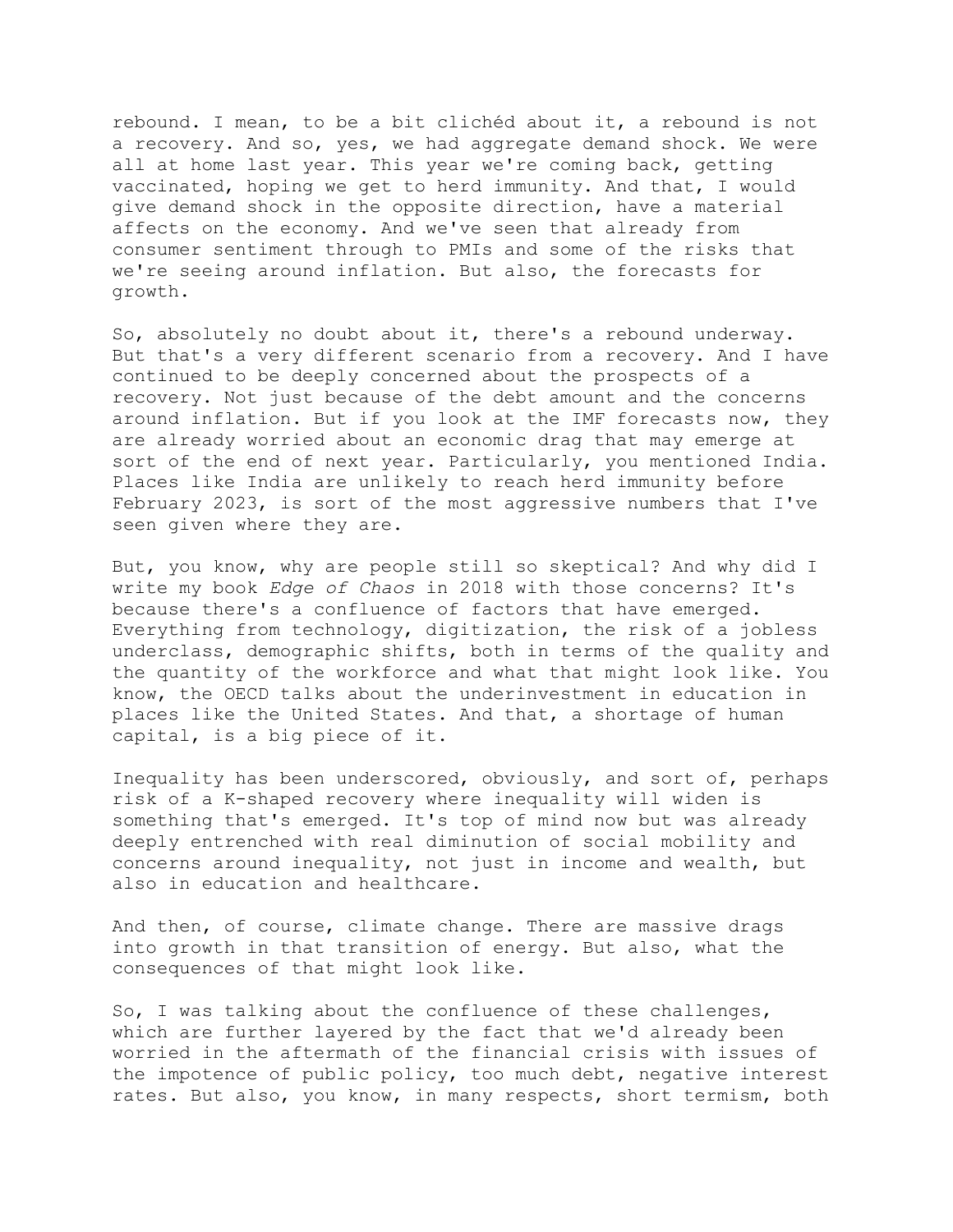rebound. I mean, to be a bit clichéd about it, a rebound is not a recovery. And so, yes, we had aggregate demand shock. We were all at home last year. This year we're coming back, getting vaccinated, hoping we get to herd immunity. And that, I would give demand shock in the opposite direction, have a material affects on the economy. And we've seen that already from consumer sentiment through to PMIs and some of the risks that we're seeing around inflation. But also, the forecasts for growth.

So, absolutely no doubt about it, there's a rebound underway. But that's a very different scenario from a recovery. And I have continued to be deeply concerned about the prospects of a recovery. Not just because of the debt amount and the concerns around inflation. But if you look at the IMF forecasts now, they are already worried about an economic drag that may emerge at sort of the end of next year. Particularly, you mentioned India. Places like India are unlikely to reach herd immunity before February 2023, is sort of the most aggressive numbers that I've seen given where they are.

But, you know, why are people still so skeptical? And why did I write my book *Edge of Chaos* in 2018 with those concerns? It's because there's a confluence of factors that have emerged. Everything from technology, digitization, the risk of a jobless underclass, demographic shifts, both in terms of the quality and the quantity of the workforce and what that might look like. You know, the OECD talks about the underinvestment in education in places like the United States. And that, a shortage of human capital, is a big piece of it.

Inequality has been underscored, obviously, and sort of, perhaps risk of a K-shaped recovery where inequality will widen is something that's emerged. It's top of mind now but was already deeply entrenched with real diminution of social mobility and concerns around inequality, not just in income and wealth, but also in education and healthcare.

And then, of course, climate change. There are massive drags into growth in that transition of energy. But also, what the consequences of that might look like.

So, I was talking about the confluence of these challenges, which are further layered by the fact that we'd already been worried in the aftermath of the financial crisis with issues of the impotence of public policy, too much debt, negative interest rates. But also, you know, in many respects, short termism, both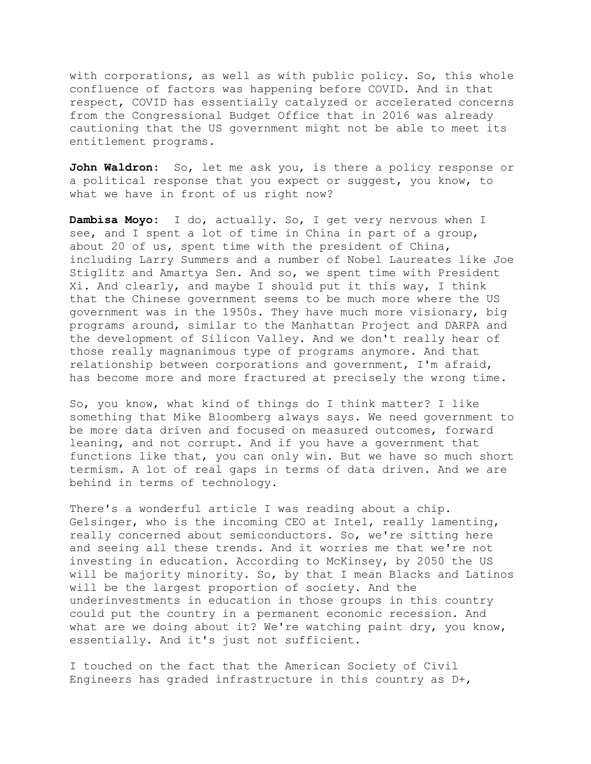with corporations, as well as with public policy. So, this whole confluence of factors was happening before COVID. And in that respect, COVID has essentially catalyzed or accelerated concerns from the Congressional Budget Office that in 2016 was already cautioning that the US government might not be able to meet its entitlement programs.

**John Waldron:** So, let me ask you, is there a policy response or a political response that you expect or suggest, you know, to what we have in front of us right now?

**Dambisa Moyo:** I do, actually. So, I get very nervous when I see, and I spent a lot of time in China in part of a group, about 20 of us, spent time with the president of China, including Larry Summers and a number of Nobel Laureates like Joe Stiglitz and Amartya Sen. And so, we spent time with President Xi. And clearly, and maybe I should put it this way, I think that the Chinese government seems to be much more where the US government was in the 1950s. They have much more visionary, big programs around, similar to the Manhattan Project and DARPA and the development of Silicon Valley. And we don't really hear of those really magnanimous type of programs anymore. And that relationship between corporations and government, I'm afraid, has become more and more fractured at precisely the wrong time.

So, you know, what kind of things do I think matter? I like something that Mike Bloomberg always says. We need government to be more data driven and focused on measured outcomes, forward leaning, and not corrupt. And if you have a government that functions like that, you can only win. But we have so much short termism. A lot of real gaps in terms of data driven. And we are behind in terms of technology.

There's a wonderful article I was reading about a chip. Gelsinger, who is the incoming CEO at Intel, really lamenting, really concerned about semiconductors. So, we're sitting here and seeing all these trends. And it worries me that we're not investing in education. According to McKinsey, by 2050 the US will be majority minority. So, by that I mean Blacks and Latinos will be the largest proportion of society. And the underinvestments in education in those groups in this country could put the country in a permanent economic recession. And what are we doing about it? We're watching paint dry, you know, essentially. And it's just not sufficient.

I touched on the fact that the American Society of Civil Engineers has graded infrastructure in this country as D+,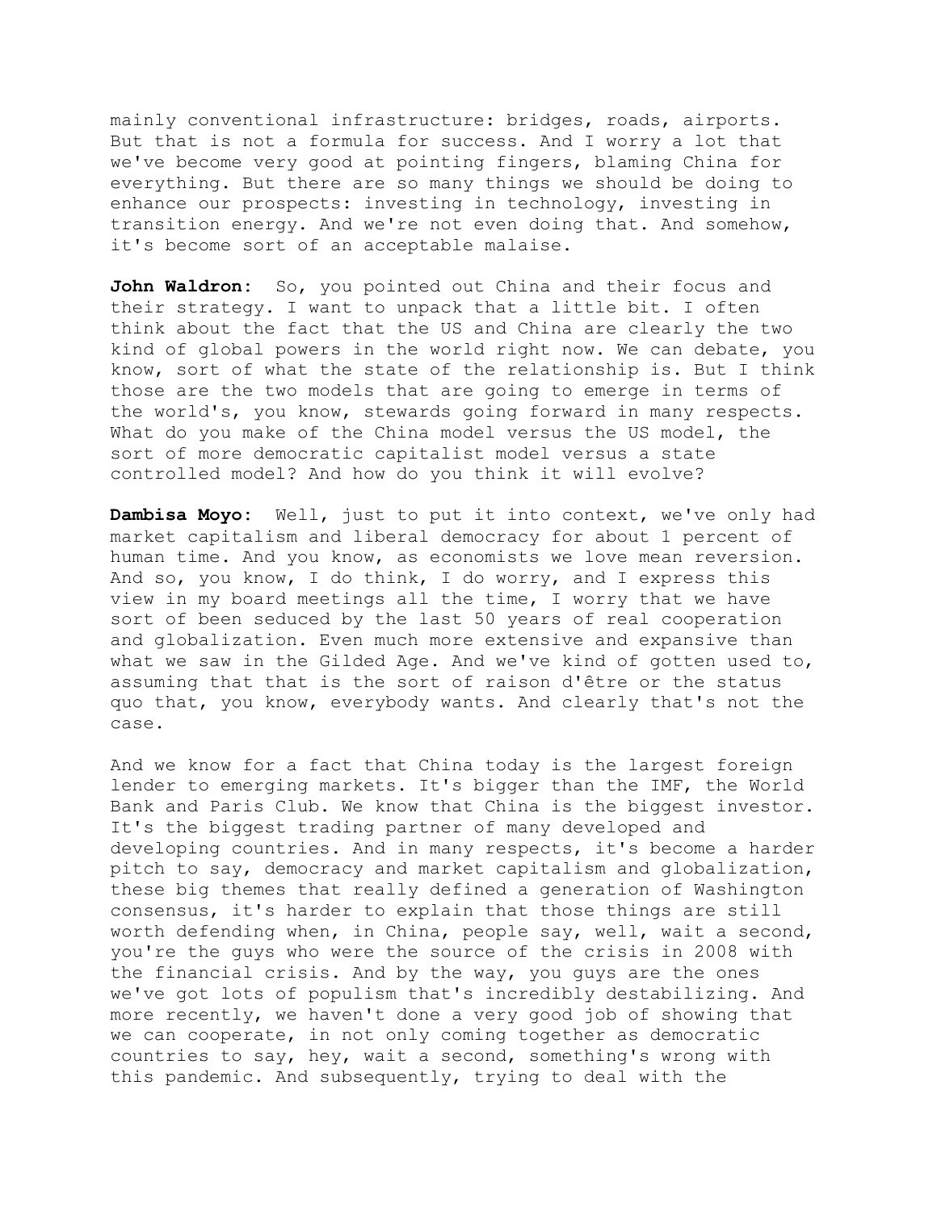mainly conventional infrastructure: bridges, roads, airports. But that is not a formula for success. And I worry a lot that we've become very good at pointing fingers, blaming China for everything. But there are so many things we should be doing to enhance our prospects: investing in technology, investing in transition energy. And we're not even doing that. And somehow, it's become sort of an acceptable malaise.

**John Waldron:** So, you pointed out China and their focus and their strategy. I want to unpack that a little bit. I often think about the fact that the US and China are clearly the two kind of global powers in the world right now. We can debate, you know, sort of what the state of the relationship is. But I think those are the two models that are going to emerge in terms of the world's, you know, stewards going forward in many respects. What do you make of the China model versus the US model, the sort of more democratic capitalist model versus a state controlled model? And how do you think it will evolve?

**Dambisa Moyo:** Well, just to put it into context, we've only had market capitalism and liberal democracy for about 1 percent of human time. And you know, as economists we love mean reversion. And so, you know, I do think, I do worry, and I express this view in my board meetings all the time, I worry that we have sort of been seduced by the last 50 years of real cooperation and globalization. Even much more extensive and expansive than what we saw in the Gilded Age. And we've kind of gotten used to, assuming that that is the sort of raison d'être or the status quo that, you know, everybody wants. And clearly that's not the case.

And we know for a fact that China today is the largest foreign lender to emerging markets. It's bigger than the IMF, the World Bank and Paris Club. We know that China is the biggest investor. It's the biggest trading partner of many developed and developing countries. And in many respects, it's become a harder pitch to say, democracy and market capitalism and globalization, these big themes that really defined a generation of Washington consensus, it's harder to explain that those things are still worth defending when, in China, people say, well, wait a second, you're the guys who were the source of the crisis in 2008 with the financial crisis. And by the way, you guys are the ones we've got lots of populism that's incredibly destabilizing. And more recently, we haven't done a very good job of showing that we can cooperate, in not only coming together as democratic countries to say, hey, wait a second, something's wrong with this pandemic. And subsequently, trying to deal with the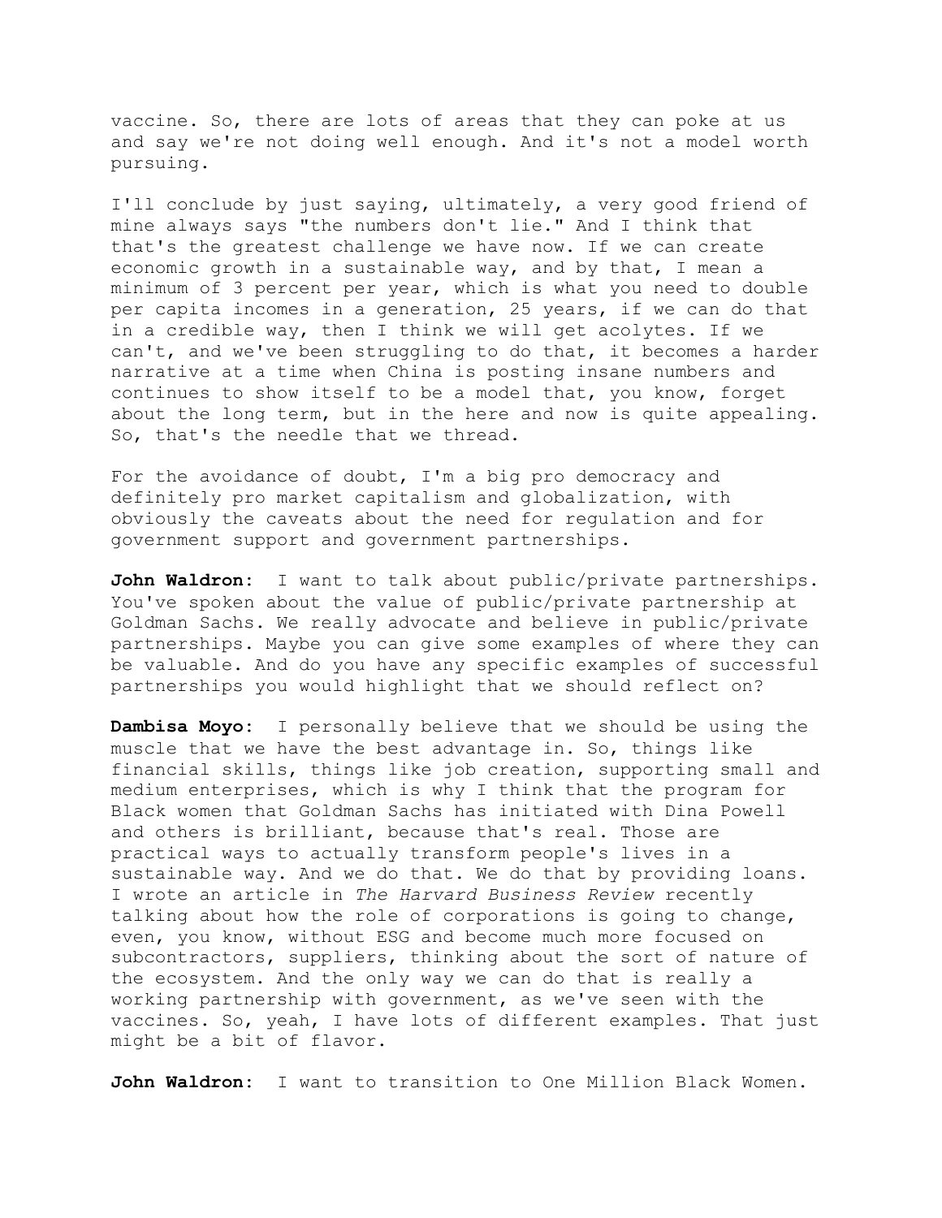vaccine. So, there are lots of areas that they can poke at us and say we're not doing well enough. And it's not a model worth pursuing.

I'll conclude by just saying, ultimately, a very good friend of mine always says "the numbers don't lie." And I think that that's the greatest challenge we have now. If we can create economic growth in a sustainable way, and by that, I mean a minimum of 3 percent per year, which is what you need to double per capita incomes in a generation, 25 years, if we can do that in a credible way, then I think we will get acolytes. If we can't, and we've been struggling to do that, it becomes a harder narrative at a time when China is posting insane numbers and continues to show itself to be a model that, you know, forget about the long term, but in the here and now is quite appealing. So, that's the needle that we thread.

For the avoidance of doubt, I'm a big pro democracy and definitely pro market capitalism and globalization, with obviously the caveats about the need for regulation and for government support and government partnerships.

**John Waldron:** I want to talk about public/private partnerships. You've spoken about the value of public/private partnership at Goldman Sachs. We really advocate and believe in public/private partnerships. Maybe you can give some examples of where they can be valuable. And do you have any specific examples of successful partnerships you would highlight that we should reflect on?

**Dambisa Moyo:** I personally believe that we should be using the muscle that we have the best advantage in. So, things like financial skills, things like job creation, supporting small and medium enterprises, which is why I think that the program for Black women that Goldman Sachs has initiated with Dina Powell and others is brilliant, because that's real. Those are practical ways to actually transform people's lives in a sustainable way. And we do that. We do that by providing loans. I wrote an article in *The Harvard Business Review* recently talking about how the role of corporations is going to change, even, you know, without ESG and become much more focused on subcontractors, suppliers, thinking about the sort of nature of the ecosystem. And the only way we can do that is really a working partnership with government, as we've seen with the vaccines. So, yeah, I have lots of different examples. That just might be a bit of flavor.

**John Waldron:** I want to transition to One Million Black Women.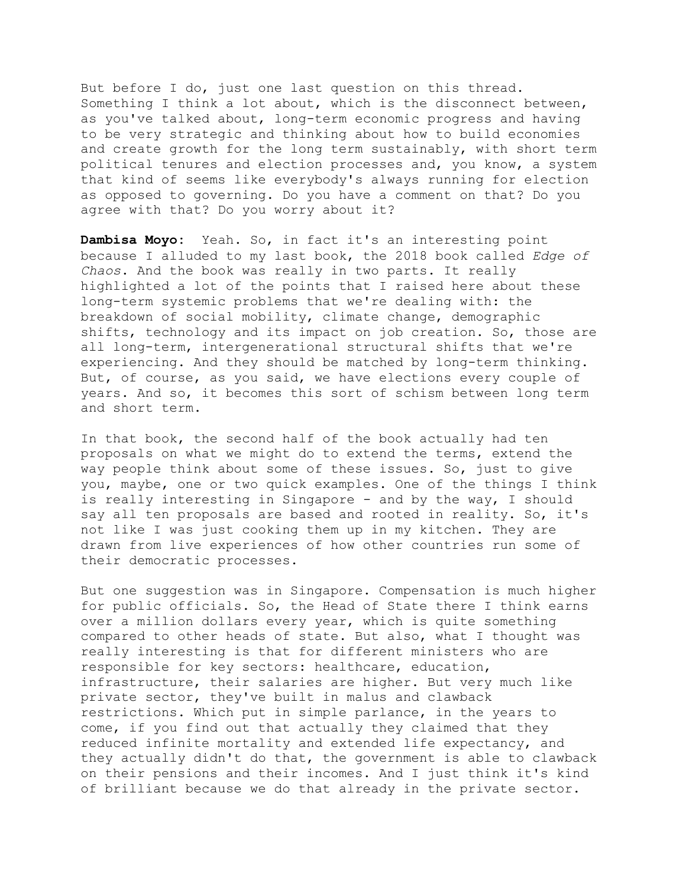But before I do, just one last question on this thread. Something I think a lot about, which is the disconnect between, as you've talked about, long-term economic progress and having to be very strategic and thinking about how to build economies and create growth for the long term sustainably, with short term political tenures and election processes and, you know, a system that kind of seems like everybody's always running for election as opposed to governing. Do you have a comment on that? Do you agree with that? Do you worry about it?

**Dambisa Moyo:** Yeah. So, in fact it's an interesting point because I alluded to my last book, the 2018 book called *Edge of Chaos*. And the book was really in two parts. It really highlighted a lot of the points that I raised here about these long-term systemic problems that we're dealing with: the breakdown of social mobility, climate change, demographic shifts, technology and its impact on job creation. So, those are all long-term, intergenerational structural shifts that we're experiencing. And they should be matched by long-term thinking. But, of course, as you said, we have elections every couple of years. And so, it becomes this sort of schism between long term and short term.

In that book, the second half of the book actually had ten proposals on what we might do to extend the terms, extend the way people think about some of these issues. So, just to give you, maybe, one or two quick examples. One of the things I think is really interesting in Singapore - and by the way, I should say all ten proposals are based and rooted in reality. So, it's not like I was just cooking them up in my kitchen. They are drawn from live experiences of how other countries run some of their democratic processes.

But one suggestion was in Singapore. Compensation is much higher for public officials. So, the Head of State there I think earns over a million dollars every year, which is quite something compared to other heads of state. But also, what I thought was really interesting is that for different ministers who are responsible for key sectors: healthcare, education, infrastructure, their salaries are higher. But very much like private sector, they've built in malus and clawback restrictions. Which put in simple parlance, in the years to come, if you find out that actually they claimed that they reduced infinite mortality and extended life expectancy, and they actually didn't do that, the government is able to clawback on their pensions and their incomes. And I just think it's kind of brilliant because we do that already in the private sector.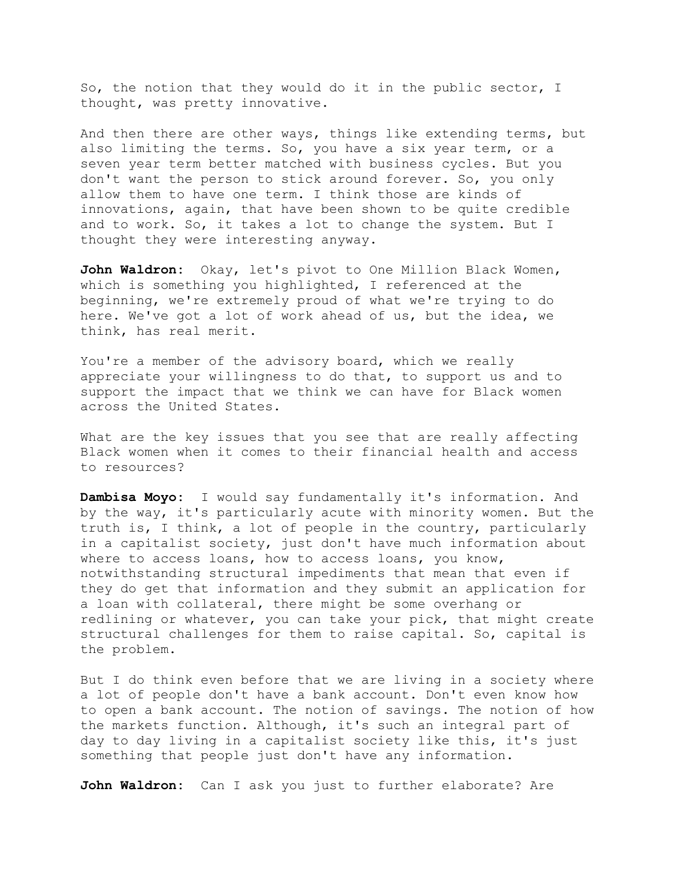So, the notion that they would do it in the public sector, I thought, was pretty innovative.

And then there are other ways, things like extending terms, but also limiting the terms. So, you have a six year term, or a seven year term better matched with business cycles. But you don't want the person to stick around forever. So, you only allow them to have one term. I think those are kinds of innovations, again, that have been shown to be quite credible and to work. So, it takes a lot to change the system. But I thought they were interesting anyway.

**John Waldron:** Okay, let's pivot to One Million Black Women, which is something you highlighted, I referenced at the beginning, we're extremely proud of what we're trying to do here. We've got a lot of work ahead of us, but the idea, we think, has real merit.

You're a member of the advisory board, which we really appreciate your willingness to do that, to support us and to support the impact that we think we can have for Black women across the United States.

What are the key issues that you see that are really affecting Black women when it comes to their financial health and access to resources?

**Dambisa Moyo:** I would say fundamentally it's information. And by the way, it's particularly acute with minority women. But the truth is, I think, a lot of people in the country, particularly in a capitalist society, just don't have much information about where to access loans, how to access loans, you know, notwithstanding structural impediments that mean that even if they do get that information and they submit an application for a loan with collateral, there might be some overhang or redlining or whatever, you can take your pick, that might create structural challenges for them to raise capital. So, capital is the problem.

But I do think even before that we are living in a society where a lot of people don't have a bank account. Don't even know how to open a bank account. The notion of savings. The notion of how the markets function. Although, it's such an integral part of day to day living in a capitalist society like this, it's just something that people just don't have any information.

**John Waldron:** Can I ask you just to further elaborate? Are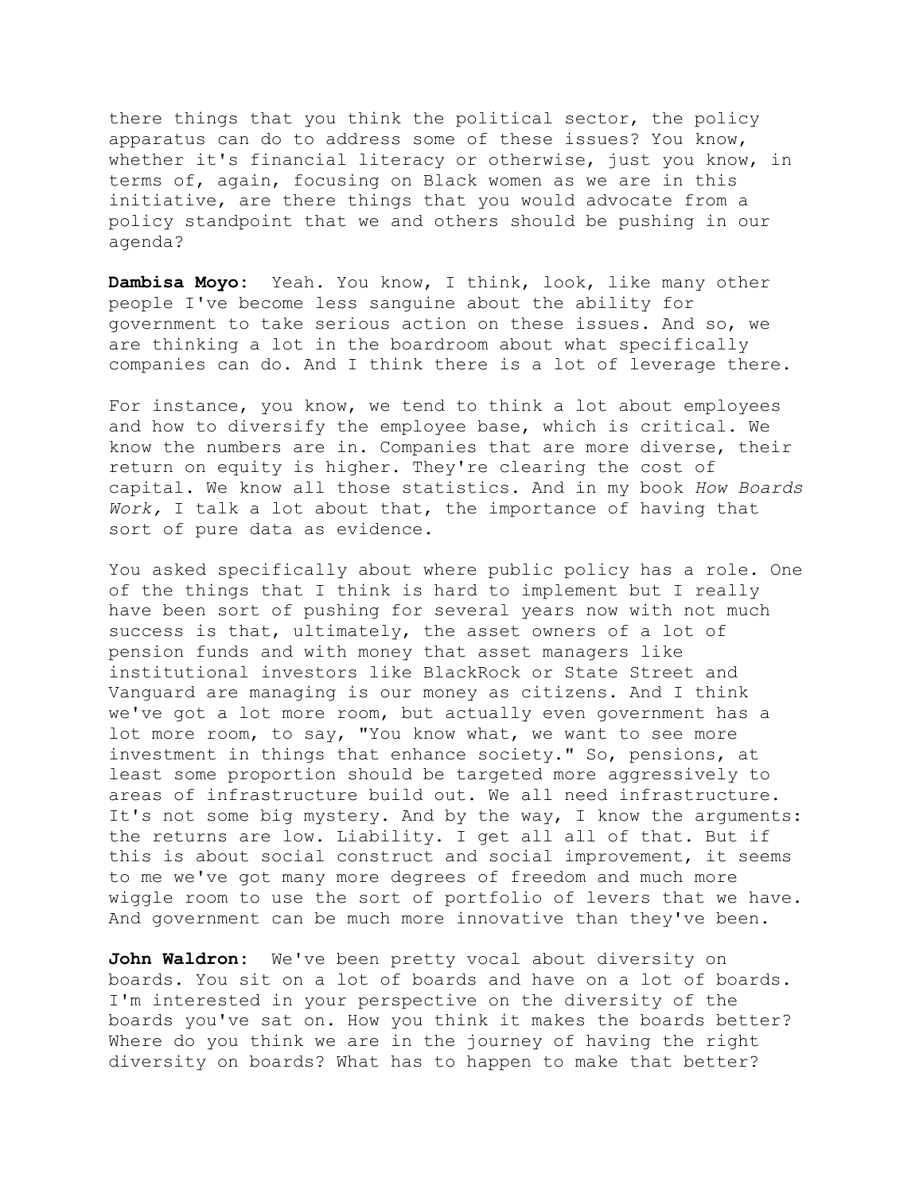there things that you think the political sector, the policy apparatus can do to address some of these issues? You know, whether it's financial literacy or otherwise, just you know, in terms of, again, focusing on Black women as we are in this initiative, are there things that you would advocate from a policy standpoint that we and others should be pushing in our agenda?

**Dambisa Moyo:** Yeah. You know, I think, look, like many other people I've become less sanguine about the ability for government to take serious action on these issues. And so, we are thinking a lot in the boardroom about what specifically companies can do. And I think there is a lot of leverage there.

For instance, you know, we tend to think a lot about employees and how to diversify the employee base, which is critical. We know the numbers are in. Companies that are more diverse, their return on equity is higher. They're clearing the cost of capital. We know all those statistics. And in my book *How Boards Work,* I talk a lot about that, the importance of having that sort of pure data as evidence.

You asked specifically about where public policy has a role. One of the things that I think is hard to implement but I really have been sort of pushing for several years now with not much success is that, ultimately, the asset owners of a lot of pension funds and with money that asset managers like institutional investors like BlackRock or State Street and Vanguard are managing is our money as citizens. And I think we've got a lot more room, but actually even government has a lot more room, to say, "You know what, we want to see more investment in things that enhance society." So, pensions, at least some proportion should be targeted more aggressively to areas of infrastructure build out. We all need infrastructure. It's not some big mystery. And by the way, I know the arguments: the returns are low. Liability. I get all all of that. But if this is about social construct and social improvement, it seems to me we've got many more degrees of freedom and much more wiggle room to use the sort of portfolio of levers that we have. And government can be much more innovative than they've been.

**John Waldron:** We've been pretty vocal about diversity on boards. You sit on a lot of boards and have on a lot of boards. I'm interested in your perspective on the diversity of the boards you've sat on. How you think it makes the boards better? Where do you think we are in the journey of having the right diversity on boards? What has to happen to make that better?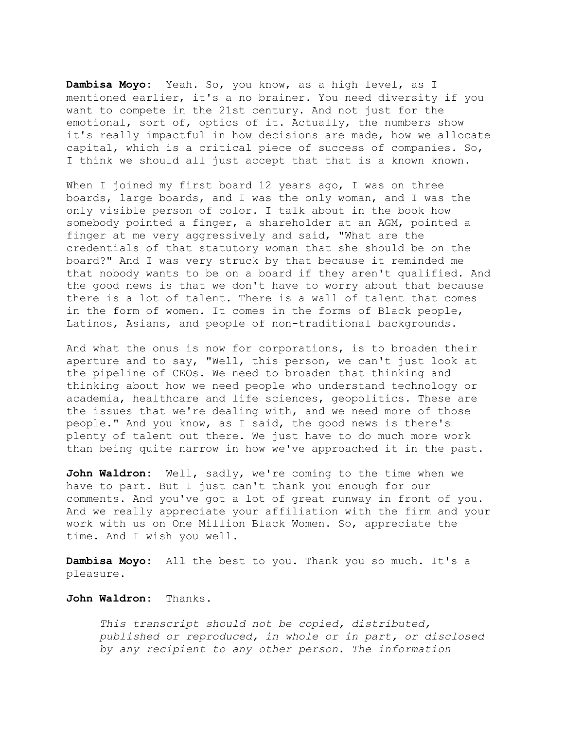**Dambisa Moyo:** Yeah. So, you know, as a high level, as I mentioned earlier, it's a no brainer. You need diversity if you want to compete in the 21st century. And not just for the emotional, sort of, optics of it. Actually, the numbers show it's really impactful in how decisions are made, how we allocate capital, which is a critical piece of success of companies. So, I think we should all just accept that that is a known known.

When I joined my first board 12 years ago, I was on three boards, large boards, and I was the only woman, and I was the only visible person of color. I talk about in the book how somebody pointed a finger, a shareholder at an AGM, pointed a finger at me very aggressively and said, "What are the credentials of that statutory woman that she should be on the board?" And I was very struck by that because it reminded me that nobody wants to be on a board if they aren't qualified. And the good news is that we don't have to worry about that because there is a lot of talent. There is a wall of talent that comes in the form of women. It comes in the forms of Black people, Latinos, Asians, and people of non-traditional backgrounds.

And what the onus is now for corporations, is to broaden their aperture and to say, "Well, this person, we can't just look at the pipeline of CEOs. We need to broaden that thinking and thinking about how we need people who understand technology or academia, healthcare and life sciences, geopolitics. These are the issues that we're dealing with, and we need more of those people." And you know, as I said, the good news is there's plenty of talent out there. We just have to do much more work than being quite narrow in how we've approached it in the past.

**John Waldron:** Well, sadly, we're coming to the time when we have to part. But I just can't thank you enough for our comments. And you've got a lot of great runway in front of you. And we really appreciate your affiliation with the firm and your work with us on One Million Black Women. So, appreciate the time. And I wish you well.

**Dambisa Moyo:** All the best to you. Thank you so much. It's a pleasure.

**John Waldron:** Thanks.

*This transcript should not be copied, distributed, published or reproduced, in whole or in part, or disclosed by any recipient to any other person. The information*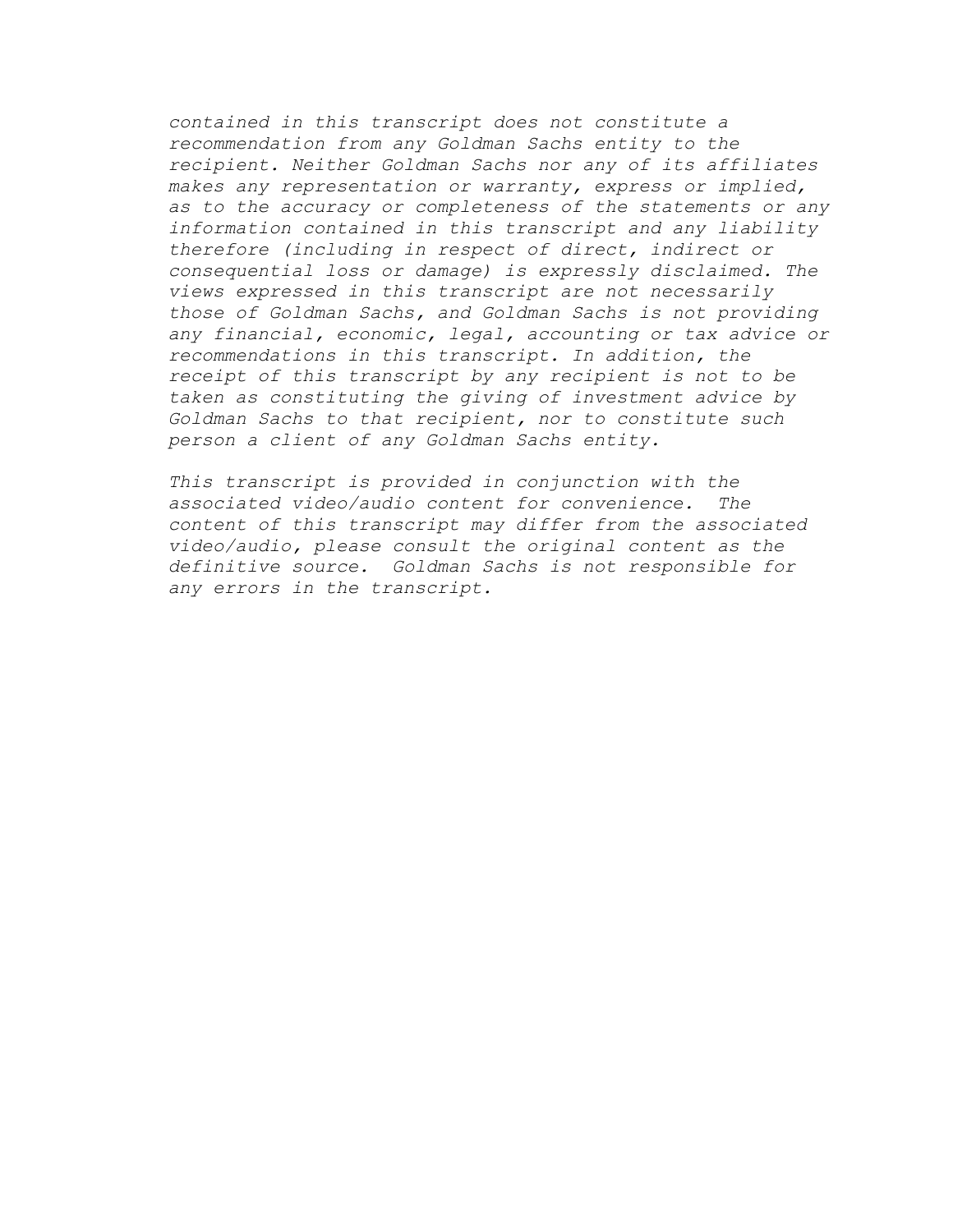*contained in this transcript does not constitute a recommendation from any Goldman Sachs entity to the recipient. Neither Goldman Sachs nor any of its affiliates makes any representation or warranty, express or implied, as to the accuracy or completeness of the statements or any information contained in this transcript and any liability therefore (including in respect of direct, indirect or consequential loss or damage) is expressly disclaimed. The views expressed in this transcript are not necessarily those of Goldman Sachs, and Goldman Sachs is not providing any financial, economic, legal, accounting or tax advice or recommendations in this transcript. In addition, the receipt of this transcript by any recipient is not to be taken as constituting the giving of investment advice by Goldman Sachs to that recipient, nor to constitute such person a client of any Goldman Sachs entity.*

*This transcript is provided in conjunction with the associated video/audio content for convenience. The content of this transcript may differ from the associated video/audio, please consult the original content as the definitive source. Goldman Sachs is not responsible for any errors in the transcript.*